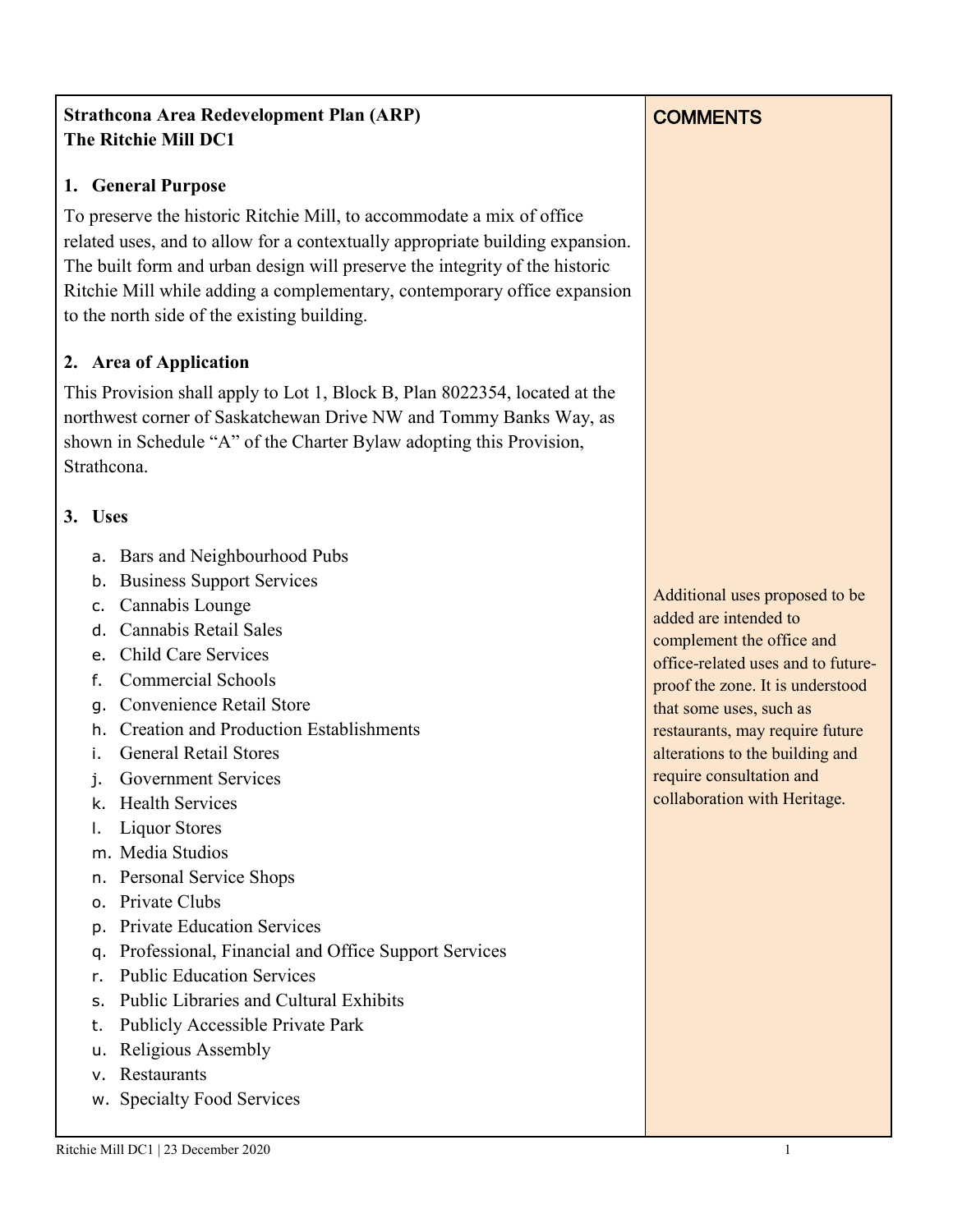**Strathcona Area Redevelopment Plan (ARP)**
**The Ritchie Mill DC1**

## 1. General Purpose

To preserve the historic Ritchie Mill, to accommodate a mix of office related uses, and to allow for a contextually appropriate building expansion. The built form and urban design will preserve the integrity of the historic Ritchie Mill while adding a complementary, contemporary office expansion to the north side of the existing building.

## 2. Area of Application

This Provision shall apply to Lot 1, Block B, Plan 8022354, located at the northwest corner of Saskatchewan Drive NW and Tommy Banks Way, as shown in Schedule "A" of the Charter Bylaw adopting this Provision, Strathcona.

## 3. Uses

a. Bars and Neighbourhood Pubs
b. Business Support Services
c. Cannabis Lounge
d. Cannabis Retail Sales
e. Child Care Services
f. Commercial Schools
g. Convenience Retail Store
h. Creation and Production Establishments
i. General Retail Stores
j. Government Services
k. Health Services
l. Liquor Stores
m. Media Studios
n. Personal Service Shops
o. Private Clubs
p. Private Education Services
q. Professional, Financial and Office Support Services
r. Public Education Services
s. Public Libraries and Cultural Exhibits
t. Publicly Accessible Private Park
u. Religious Assembly
v. Restaurants
w. Specialty Food Services

**COMMENTS**

Additional uses proposed to be added are intended to complement the office and office-related uses and to future-proof the zone. It is understood that some uses, such as restaurants, may require future alterations to the building and require consultation and collaboration with Heritage.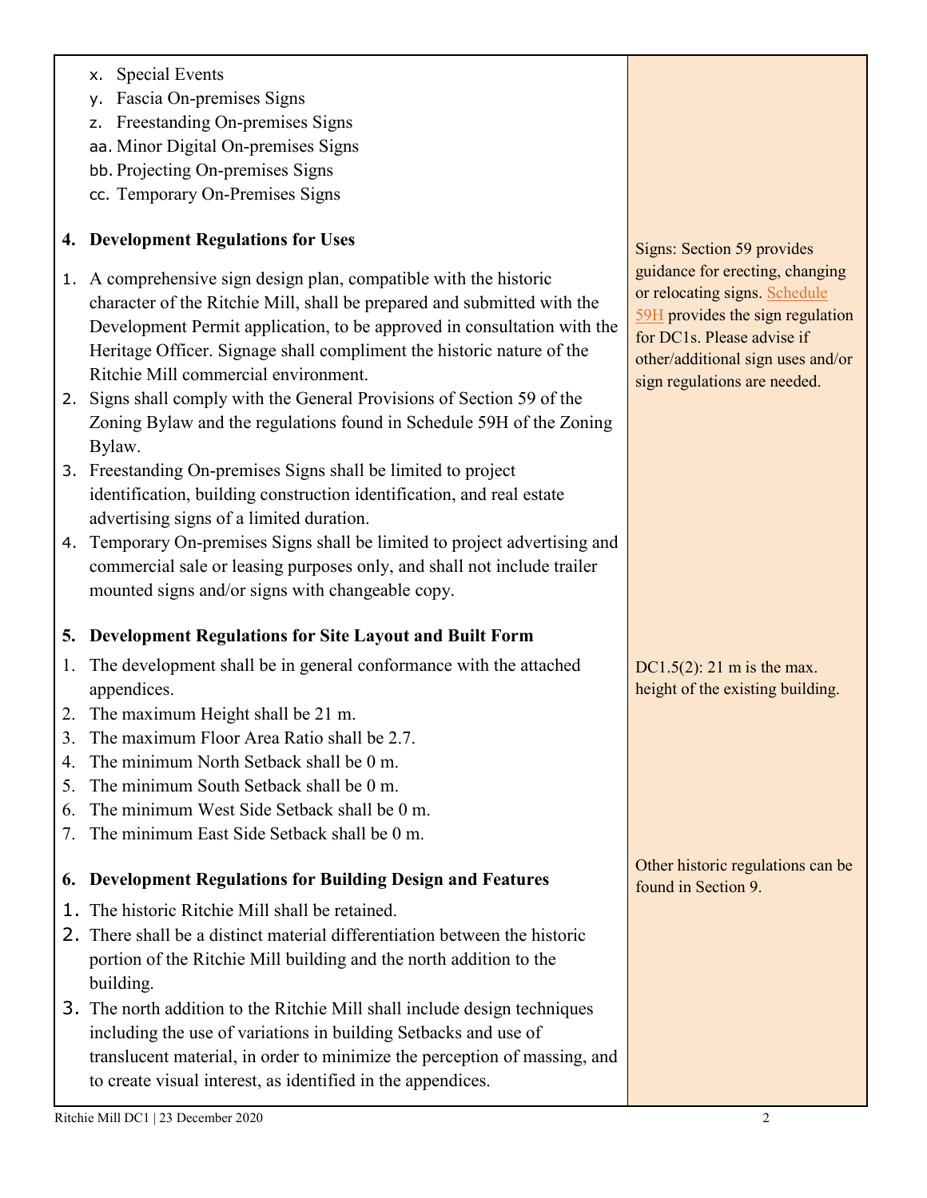x. Special Events
y. Fascia On-premises Signs
z. Freestanding On-premises Signs
aa. Minor Digital On-premises Signs
bb. Projecting On-premises Signs
cc. Temporary On-Premises Signs

## 4. Development Regulations for Uses

1. A comprehensive sign design plan, compatible with the historic character of the Ritchie Mill, shall be prepared and submitted with the Development Permit application, to be approved in consultation with the Heritage Officer. Signage shall compliment the historic nature of the Ritchie Mill commercial environment.
2. Signs shall comply with the General Provisions of Section 59 of the Zoning Bylaw and the regulations found in Schedule 59H of the Zoning Bylaw.
3. Freestanding On-premises Signs shall be limited to project identification, building construction identification, and real estate advertising signs of a limited duration.
4. Temporary On-premises Signs shall be limited to project advertising and commercial sale or leasing purposes only, and shall not include trailer mounted signs and/or signs with changeable copy.

Signs: Section 59 provides guidance for erecting, changing or relocating signs. Schedule 59H provides the sign regulation for DC1s. Please advise if other/additional sign uses and/or sign regulations are needed.

## 5. Development Regulations for Site Layout and Built Form

1. The development shall be in general conformance with the attached appendices.
2. The maximum Height shall be 21 m.
3. The maximum Floor Area Ratio shall be 2.7.
4. The minimum North Setback shall be 0 m.
5. The minimum South Setback shall be 0 m.
6. The minimum West Side Setback shall be 0 m.
7. The minimum East Side Setback shall be 0 m.

DC1.5(2): 21 m is the max. height of the existing building.

## 6. Development Regulations for Building Design and Features

1. The historic Ritchie Mill shall be retained.
2. There shall be a distinct material differentiation between the historic portion of the Ritchie Mill building and the north addition to the building.
3. The north addition to the Ritchie Mill shall include design techniques including the use of variations in building Setbacks and use of translucent material, in order to minimize the perception of massing, and to create visual interest, as identified in the appendices.

Other historic regulations can be found in Section 9.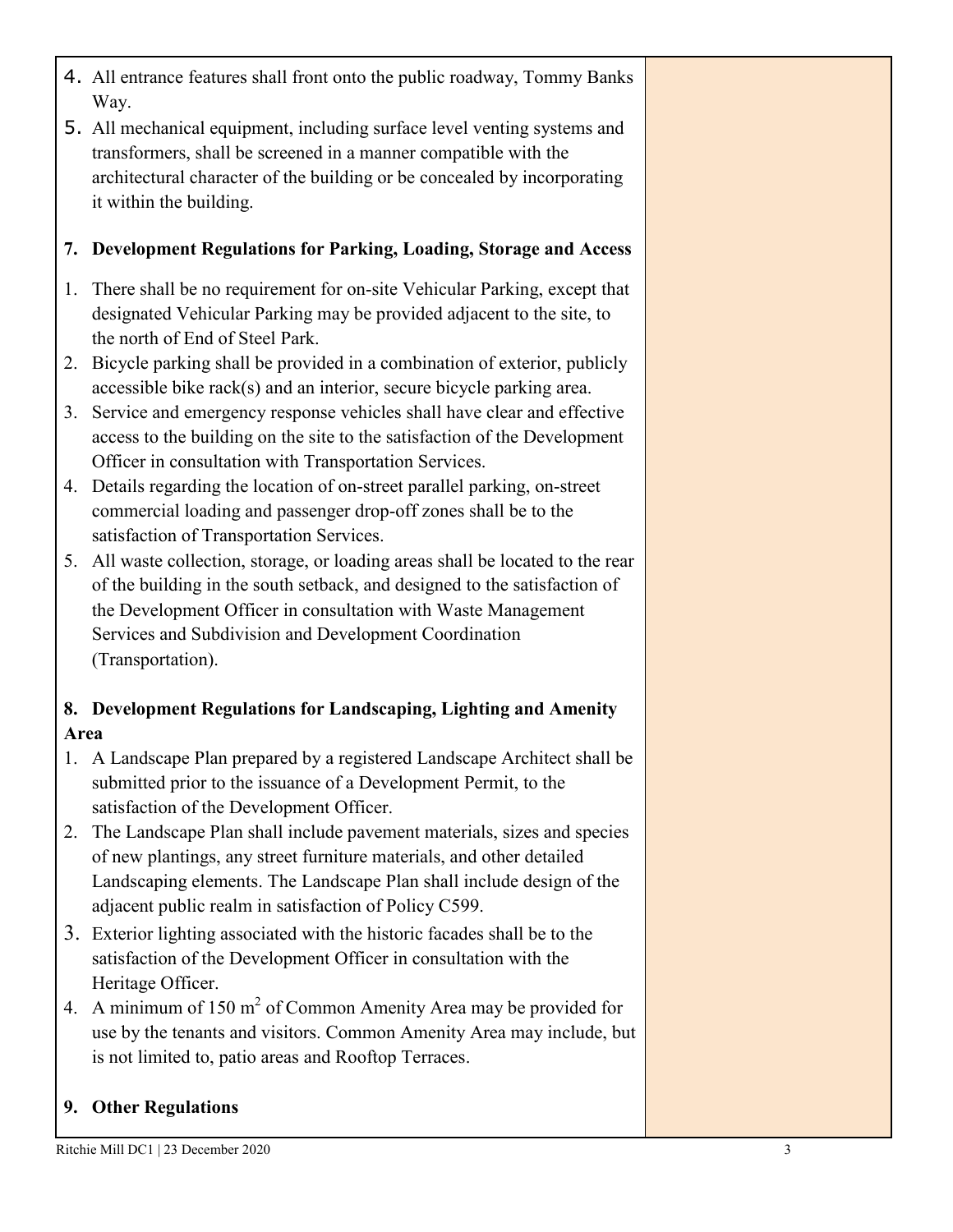4. All entrance features shall front onto the public roadway, Tommy Banks Way.
5. All mechanical equipment, including surface level venting systems and transformers, shall be screened in a manner compatible with the architectural character of the building or be concealed by incorporating it within the building.

**7. Development Regulations for Parking, Loading, Storage and Access**

1. There shall be no requirement for on-site Vehicular Parking, except that designated Vehicular Parking may be provided adjacent to the site, to the north of End of Steel Park.
2. Bicycle parking shall be provided in a combination of exterior, publicly accessible bike rack(s) and an interior, secure bicycle parking area.
3. Service and emergency response vehicles shall have clear and effective access to the building on the site to the satisfaction of the Development Officer in consultation with Transportation Services.
4. Details regarding the location of on-street parallel parking, on-street commercial loading and passenger drop-off zones shall be to the satisfaction of Transportation Services.
5. All waste collection, storage, or loading areas shall be located to the rear of the building in the south setback, and designed to the satisfaction of the Development Officer in consultation with Waste Management Services and Subdivision and Development Coordination (Transportation).

**8. Development Regulations for Landscaping, Lighting and Amenity Area**

1. A Landscape Plan prepared by a registered Landscape Architect shall be submitted prior to the issuance of a Development Permit, to the satisfaction of the Development Officer.
2. The Landscape Plan shall include pavement materials, sizes and species of new plantings, any street furniture materials, and other detailed Landscaping elements. The Landscape Plan shall include design of the adjacent public realm in satisfaction of Policy C599.
3. Exterior lighting associated with the historic facades shall be to the satisfaction of the Development Officer in consultation with the Heritage Officer.
4. A minimum of 150 $m^2$ of Common Amenity Area may be provided for use by the tenants and visitors. Common Amenity Area may include, but is not limited to, patio areas and Rooftop Terraces.

**9. Other Regulations**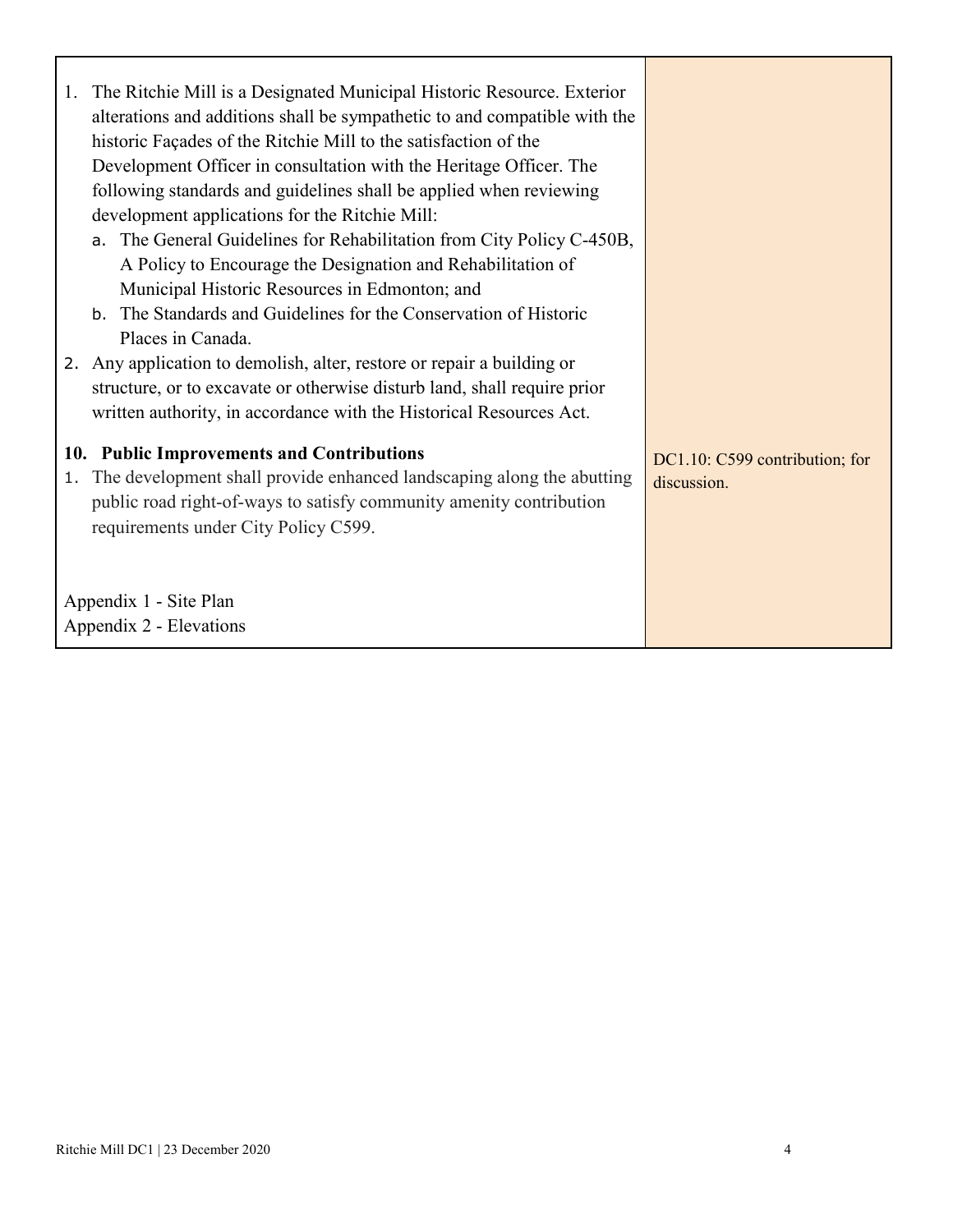| | |
|---|---|
| 1. The Ritchie Mill is a Designated Municipal Historic Resource. Exterior alterations and additions shall be sympathetic to and compatible with the historic Façades of the Ritchie Mill to the satisfaction of the Development Officer in consultation with the Heritage Officer. The following standards and guidelines shall be applied when reviewing development applications for the Ritchie Mill:<br>a. The General Guidelines for Rehabilitation from City Policy C-450B, A Policy to Encourage the Designation and Rehabilitation of Municipal Historic Resources in Edmonton; and<br>b. The Standards and Guidelines for the Conservation of Historic Places in Canada.<br>2. Any application to demolish, alter, restore or repair a building or structure, or to excavate or otherwise disturb land, shall require prior written authority, in accordance with the Historical Resources Act. | |
| **10. Public Improvements and Contributions**<br>1. The development shall provide enhanced landscaping along the abutting public road right-of-ways to satisfy community amenity contribution requirements under City Policy C599. | DC1.10: C599 contribution; for discussion. |
| Appendix 1 - Site Plan<br>Appendix 2 - Elevations | |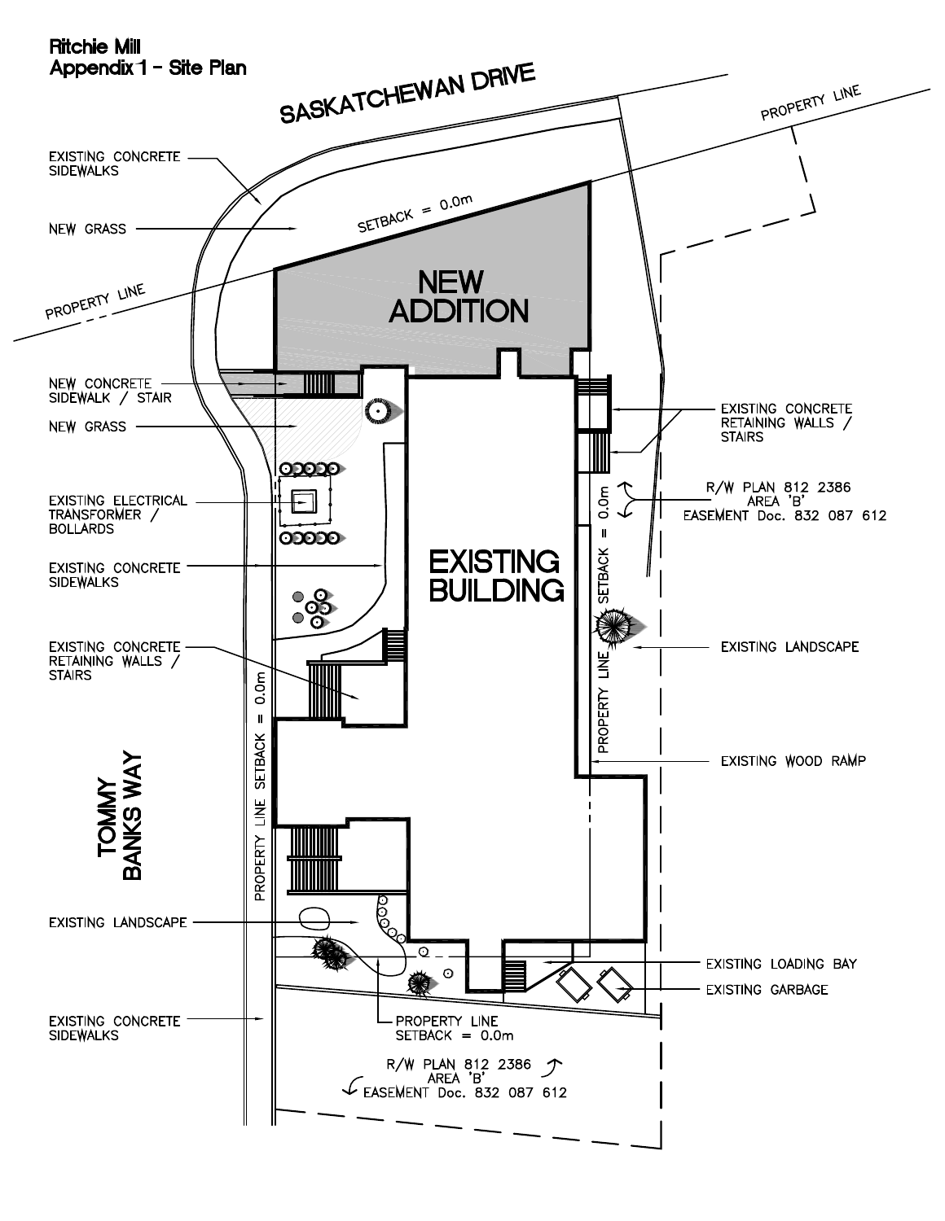# Ritchie Mill
## Appendix 1 - Site Plan

SASKATCHEWAN DRIVE

PROPERTY LINE

EXISTING CONCRETE SIDEWALKS

NEW GRASS

SETBACK = 0.0m

PROPERTY LINE

NEW ADDITION

NEW CONCRETE SIDEWALK / STAIR

NEW GRASS

EXISTING CONCRETE RETAINING WALLS / STAIRS

EXISTING ELECTRICAL TRANSFORMER / BOLLARDS

R/W PLAN 812 2386
AREA 'B'
EASEMENT Doc. 832 087 612

EXISTING CONCRETE SIDEWALKS

EXISTING BUILDING

PROPERTY LINE SETBACK = 0.0m

EXISTING LANDSCAPE

EXISTING CONCRETE RETAINING WALLS / STAIRS

EXISTING WOOD RAMP

TOMMY BANKS WAY

PROPERTY LINE SETBACK = 0.0m

EXISTING LANDSCAPE

EXISTING LOADING BAY

EXISTING GARBAGE

EXISTING CONCRETE SIDEWALKS

PROPERTY LINE
SETBACK = 0.0m

R/W PLAN 812 2386
AREA 'B'
EASEMENT Doc. 832 087 612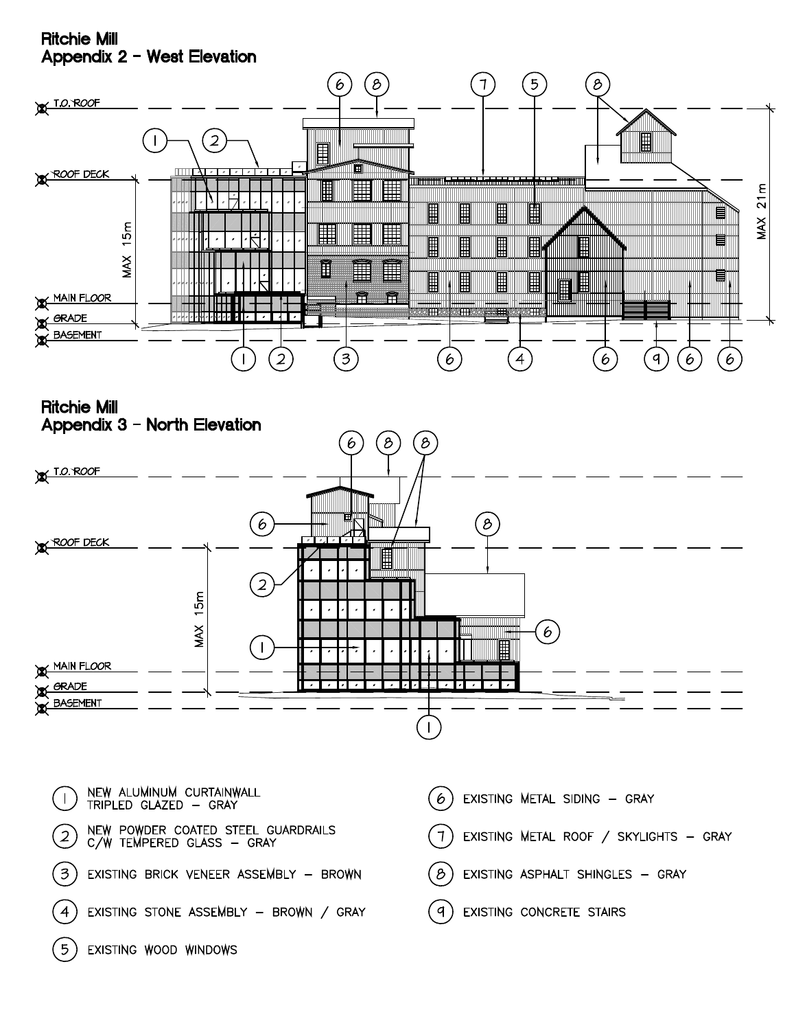## Ritchie Mill
## Appendix 2 - West Elevation

T.O. ROOF

ROOF DECK

MAIN FLOOR

GRADE

BASEMENT

MAX 15m

MAX 21m

## Ritchie Mill
## Appendix 3 - North Elevation

T.O. ROOF

ROOF DECK

MAIN FLOOR

GRADE

BASEMENT

MAX 15m

1. NEW ALUMINUM CURTAINWALL TRIPLED GLAZED - GRAY
2. NEW POWDER COATED STEEL GUARDRAILS C/W TEMPERED GLASS - GRAY
3. EXISTING BRICK VENEER ASSEMBLY - BROWN
4. EXISTING STONE ASSEMBLY - BROWN / GRAY
5. EXISTING WOOD WINDOWS
6. EXISTING METAL SIDING - GRAY
7. EXISTING METAL ROOF / SKYLIGHTS - GRAY
8. EXISTING ASPHALT SHINGLES - GRAY
9. EXISTING CONCRETE STAIRS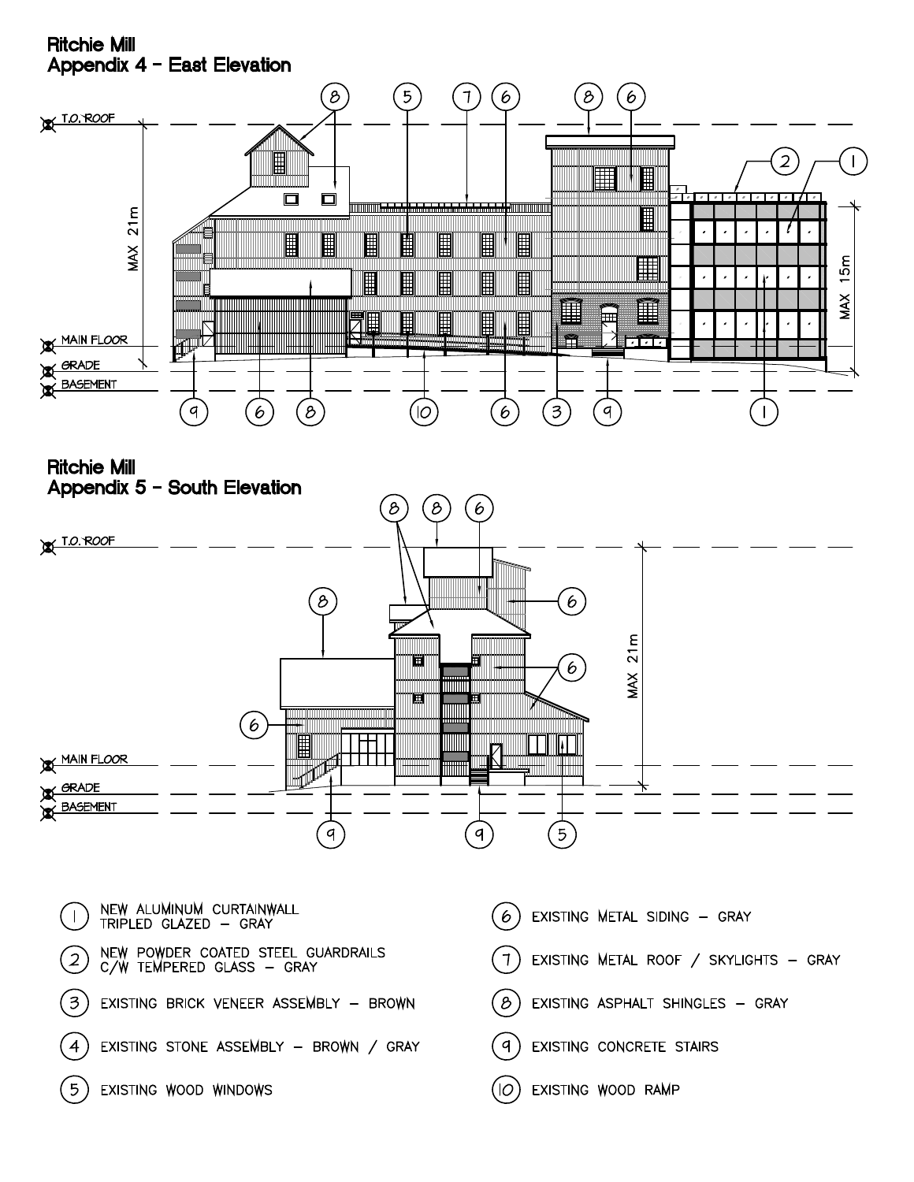## Ritchie Mill
## Appendix 4 - East Elevation

T.O. ROOF

MAIN FLOOR

GRADE

BASEMENT

MAX 21m

MAX 15m

8 5 7 6 8 6 2 1

9 6 8 10 6 3 9 1

## Ritchie Mill
## Appendix 5 - South Elevation

T.O. ROOF

MAIN FLOOR

GRADE

BASEMENT

MAX 21m

8 8 6

8 6

6 6

9 9 5

1. NEW ALUMINUM CURTAINWALL TRIPLED GLAZED - GRAY
2. NEW POWDER COATED STEEL GUARDRAILS C/W TEMPERED GLASS - GRAY
3. EXISTING BRICK VENEER ASSEMBLY - BROWN
4. EXISTING STONE ASSEMBLY - BROWN / GRAY
5. EXISTING WOOD WINDOWS
6. EXISTING METAL SIDING - GRAY
7. EXISTING METAL ROOF / SKYLIGHTS - GRAY
8. EXISTING ASPHALT SHINGLES - GRAY
9. EXISTING CONCRETE STAIRS
10. EXISTING WOOD RAMP